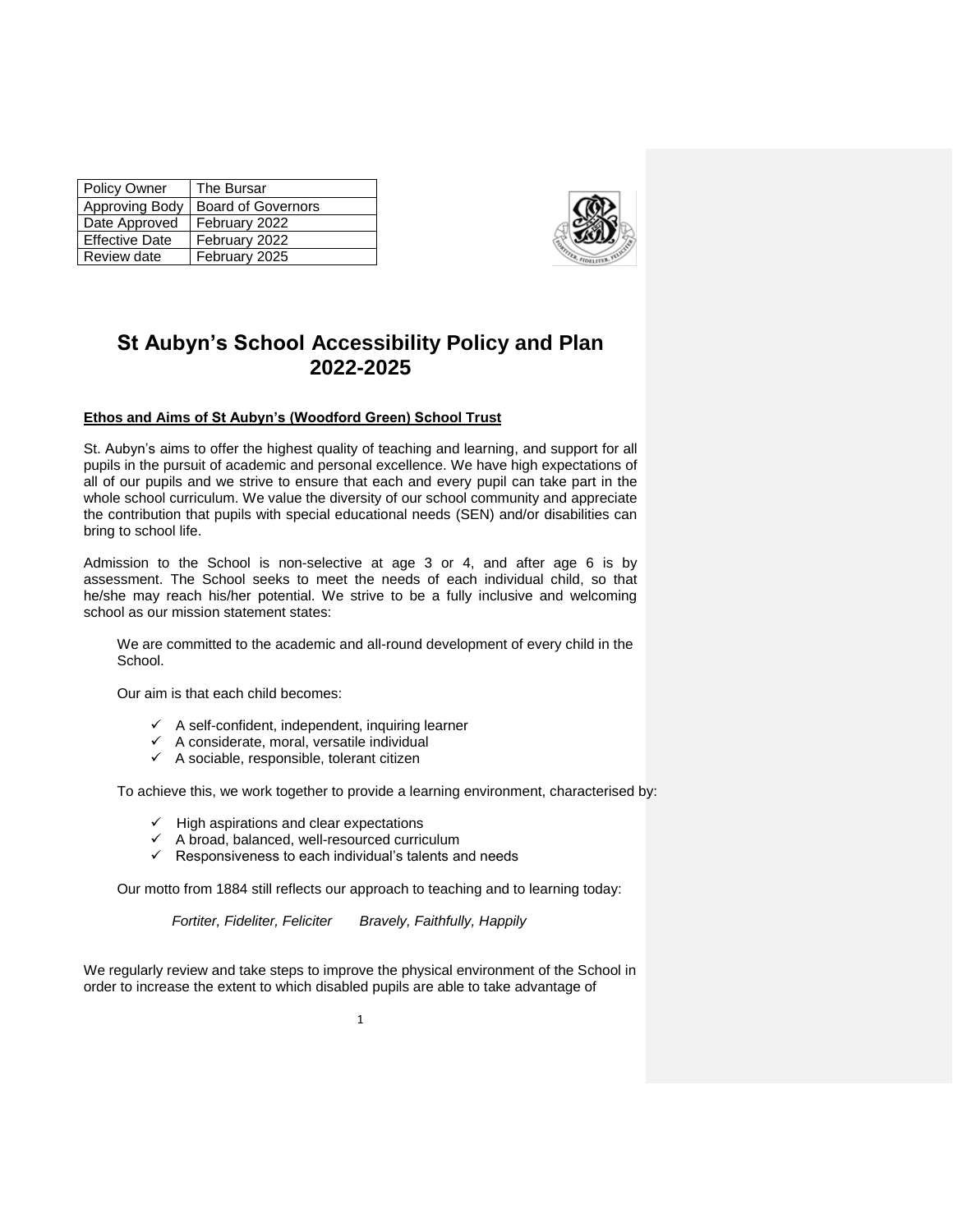| Policy Owner | The Bursar |
| --- | --- |
| Approving Body | Board of Governors |
| Date Approved | February 2022 |
| Effective Date | February 2022 |
| Review date | February 2025 |

# St Aubyn's School Accessibility Policy and Plan 2022-2025

**Ethos and Aims of St Aubyn's (Woodford Green) School Trust**

St. Aubyn's aims to offer the highest quality of teaching and learning, and support for all pupils in the pursuit of academic and personal excellence. We have high expectations of all of our pupils and we strive to ensure that each and every pupil can take part in the whole school curriculum. We value the diversity of our school community and appreciate the contribution that pupils with special educational needs (SEN) and/or disabilities can bring to school life.

Admission to the School is non-selective at age 3 or 4, and after age 6 is by assessment. The School seeks to meet the needs of each individual child, so that he/she may reach his/her potential. We strive to be a fully inclusive and welcoming school as our mission statement states:

> We are committed to the academic and all-round development of every child in the School.
>
> Our aim is that each child becomes:
>
> - ✓ A self-confident, independent, inquiring learner
> - ✓ A considerate, moral, versatile individual
> - ✓ A sociable, responsible, tolerant citizen
>
> To achieve this, we work together to provide a learning environment, characterised by:
>
> - ✓ High aspirations and clear expectations
> - ✓ A broad, balanced, well-resourced curriculum
> - ✓ Responsiveness to each individual's talents and needs
>
> Our motto from 1884 still reflects our approach to teaching and to learning today:
>
> *Fortiter, Fideliter, Feliciter*  *Bravely, Faithfully, Happily*

We regularly review and take steps to improve the physical environment of the School in order to increase the extent to which disabled pupils are able to take advantage of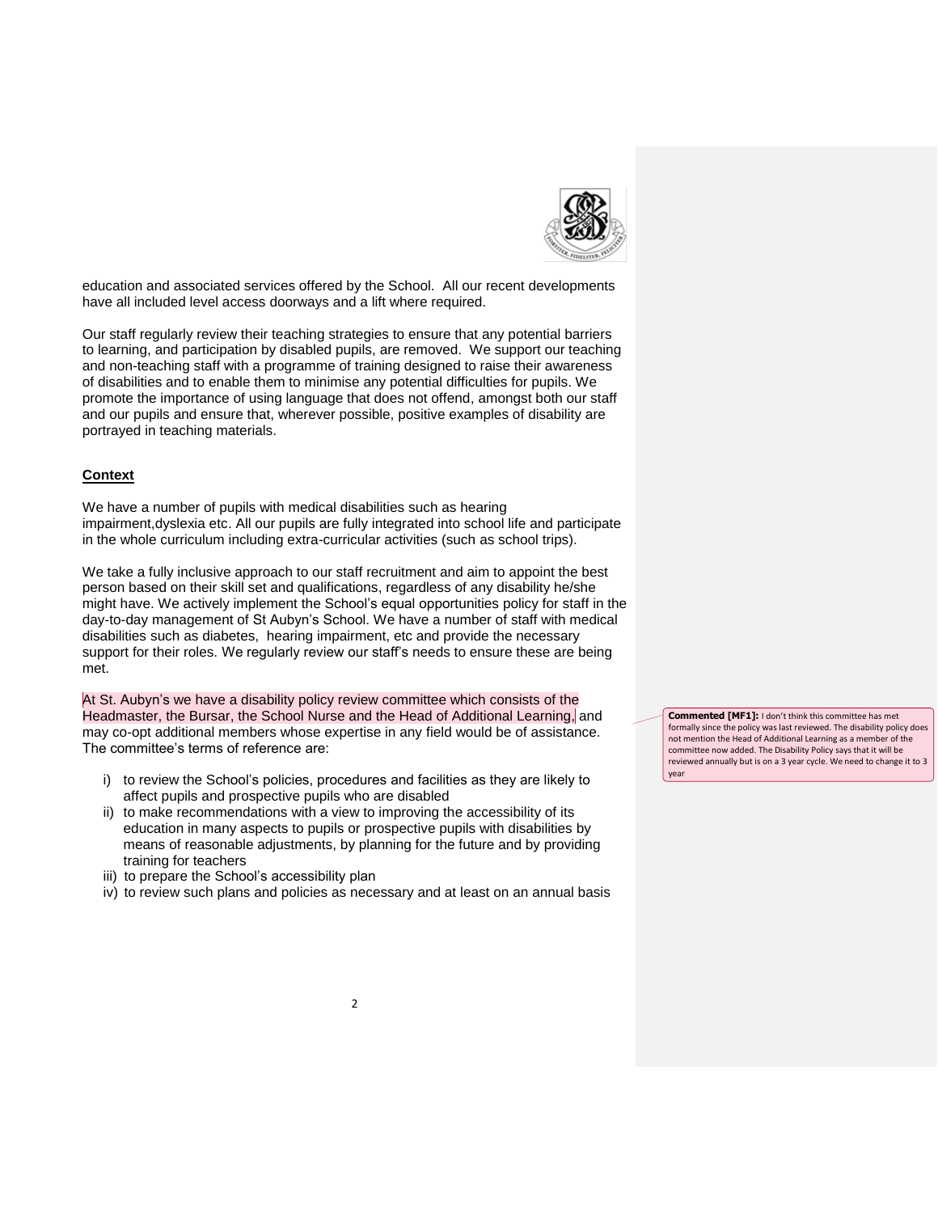education and associated services offered by the School. All our recent developments have all included level access doorways and a lift where required.

Our staff regularly review their teaching strategies to ensure that any potential barriers to learning, and participation by disabled pupils, are removed. We support our teaching and non-teaching staff with a programme of training designed to raise their awareness of disabilities and to enable them to minimise any potential difficulties for pupils. We promote the importance of using language that does not offend, amongst both our staff and our pupils and ensure that, wherever possible, positive examples of disability are portrayed in teaching materials.

## Context

We have a number of pupils with medical disabilities such as hearing impairment,dyslexia etc. All our pupils are fully integrated into school life and participate in the whole curriculum including extra-curricular activities (such as school trips).

We take a fully inclusive approach to our staff recruitment and aim to appoint the best person based on their skill set and qualifications, regardless of any disability he/she might have. We actively implement the School's equal opportunities policy for staff in the day-to-day management of St Aubyn's School. We have a number of staff with medical disabilities such as diabetes, hearing impairment, etc and provide the necessary support for their roles. We regularly review our staff's needs to ensure these are being met.

At St. Aubyn's we have a disability policy review committee which consists of the Headmaster, the Bursar, the School Nurse and the Head of Additional Learning, and may co-opt additional members whose expertise in any field would be of assistance. The committee's terms of reference are:

> **Commented [MF1]:** I don't think this committee has met formally since the policy was last reviewed. The disability policy does not mention the Head of Additional Learning as a member of the committee now added. The Disability Policy says that it will be reviewed annually but is on a 3 year cycle. We need to change it to 3 year

i) to review the School's policies, procedures and facilities as they are likely to affect pupils and prospective pupils who are disabled
ii) to make recommendations with a view to improving the accessibility of its education in many aspects to pupils or prospective pupils with disabilities by means of reasonable adjustments, by planning for the future and by providing training for teachers
iii) to prepare the School's accessibility plan
iv) to review such plans and policies as necessary and at least on an annual basis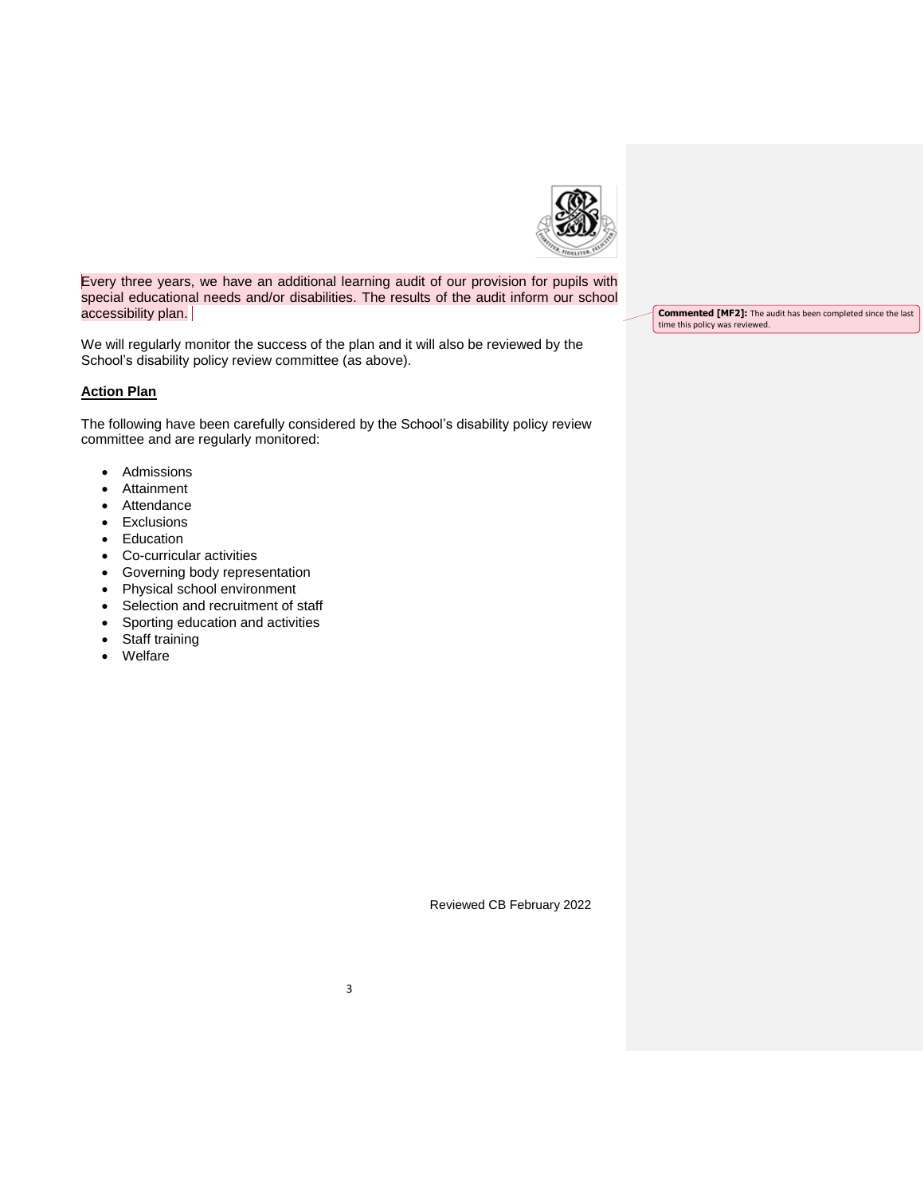Every three years, we have an additional learning audit of our provision for pupils with special educational needs and/or disabilities. The results of the audit inform our school accessibility plan.

**Commented [MF2]:** The audit has been completed since the last time this policy was reviewed.

We will regularly monitor the success of the plan and it will also be reviewed by the School's disability policy review committee (as above).

**Action Plan**

The following have been carefully considered by the School's disability policy review committee and are regularly monitored:

- Admissions
- Attainment
- Attendance
- Exclusions
- Education
- Co-curricular activities
- Governing body representation
- Physical school environment
- Selection and recruitment of staff
- Sporting education and activities
- Staff training
- Welfare

Reviewed CB February 2022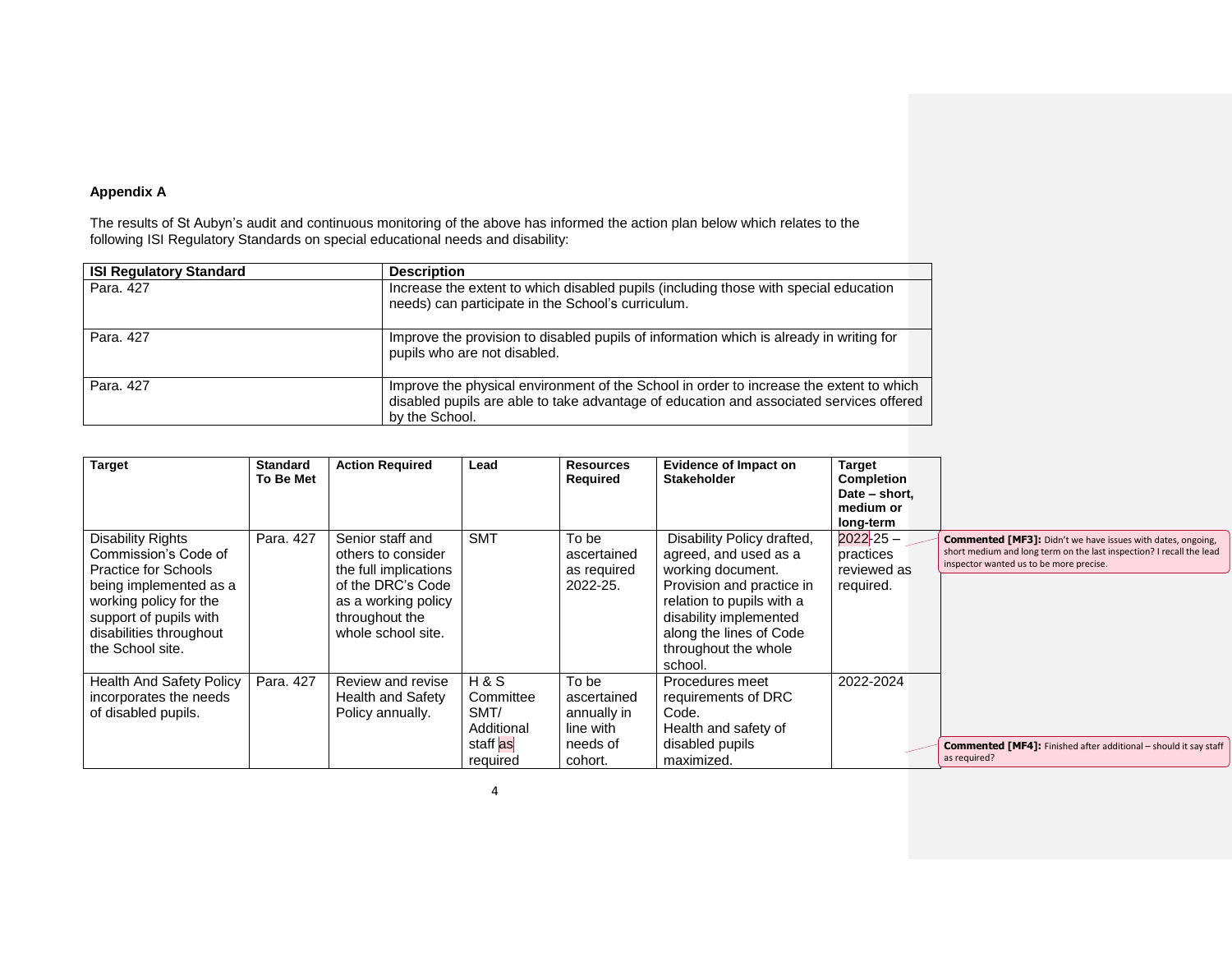**Appendix A**

The results of St Aubyn's audit and continuous monitoring of the above has informed the action plan below which relates to the following ISI Regulatory Standards on special educational needs and disability:

| ISI Regulatory Standard | Description |
|---|---|
| Para. 427 | Increase the extent to which disabled pupils (including those with special education needs) can participate in the School's curriculum. |
| Para. 427 | Improve the provision to disabled pupils of information which is already in writing for pupils who are not disabled. |
| Para. 427 | Improve the physical environment of the School in order to increase the extent to which disabled pupils are able to take advantage of education and associated services offered by the School. |

| Target | Standard To Be Met | Action Required | Lead | Resources Required | Evidence of Impact on Stakeholder | Target Completion Date – short, medium or long-term |
|---|---|---|---|---|---|---|
| Disability Rights Commission's Code of Practice for Schools being implemented as a working policy for the support of pupils with disabilities throughout the School site. | Para. 427 | Senior staff and others to consider the full implications of the DRC's Code as a working policy throughout the whole school site. | SMT | To be ascertained as required 2022-25. | Disability Policy drafted, agreed, and used as a working document. Provision and practice in relation to pupils with a disability implemented along the lines of Code throughout the whole school. | 2022-25 – practices reviewed as required. |
| Health And Safety Policy incorporates the needs of disabled pupils. | Para. 427 | Review and revise Health and Safety Policy annually. | H & S Committee SMT/ Additional staff as required | To be ascertained annually in line with needs of cohort. | Procedures meet requirements of DRC Code. Health and safety of disabled pupils maximized. | 2022-2024 |

**Commented [MF3]:** Didn't we have issues with dates, ongoing, short medium and long term on the last inspection? I recall the lead inspector wanted us to be more precise.

**Commented [MF4]:** Finished after additional – should it say staff as required?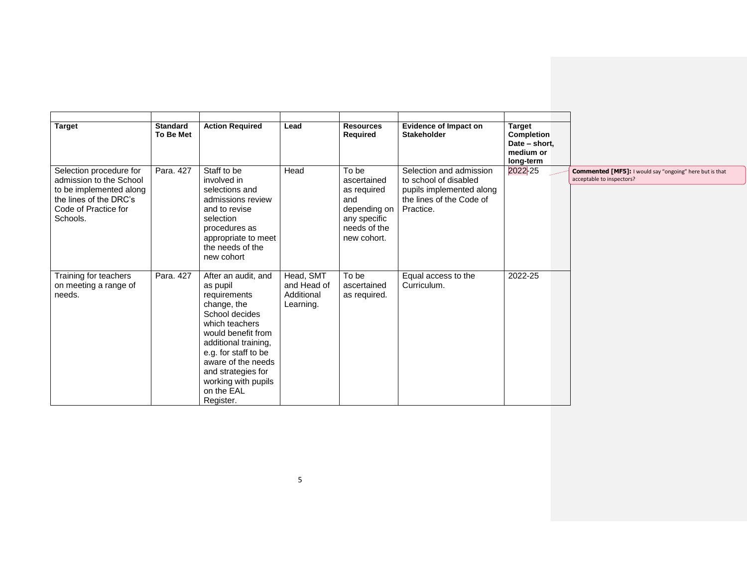| Target | Standard To Be Met | Action Required | Lead | Resources Required | Evidence of Impact on Stakeholder | Target Completion Date – short, medium or long-term |
|---|---|---|---|---|---|---|
| Selection procedure for admission to the School to be implemented along the lines of the DRC's Code of Practice for Schools. | Para. 427 | Staff to be involved in selections and admissions review and to revise selection procedures as appropriate to meet the needs of the new cohort | Head | To be ascertained as required and depending on any specific needs of the new cohort. | Selection and admission to school of disabled pupils implemented along the lines of the Code of Practice. | 2022-25 |
| Training for teachers on meeting a range of needs. | Para. 427 | After an audit, and as pupil requirements change, the School decides which teachers would benefit from additional training, e.g. for staff to be aware of the needs and strategies for working with pupils on the EAL Register. | Head, SMT and Head of Additional Learning. | To be ascertained as required. | Equal access to the Curriculum. | 2022-25 |

**Commented [MF5]:** I would say "ongoing" here but is that acceptable to inspectors?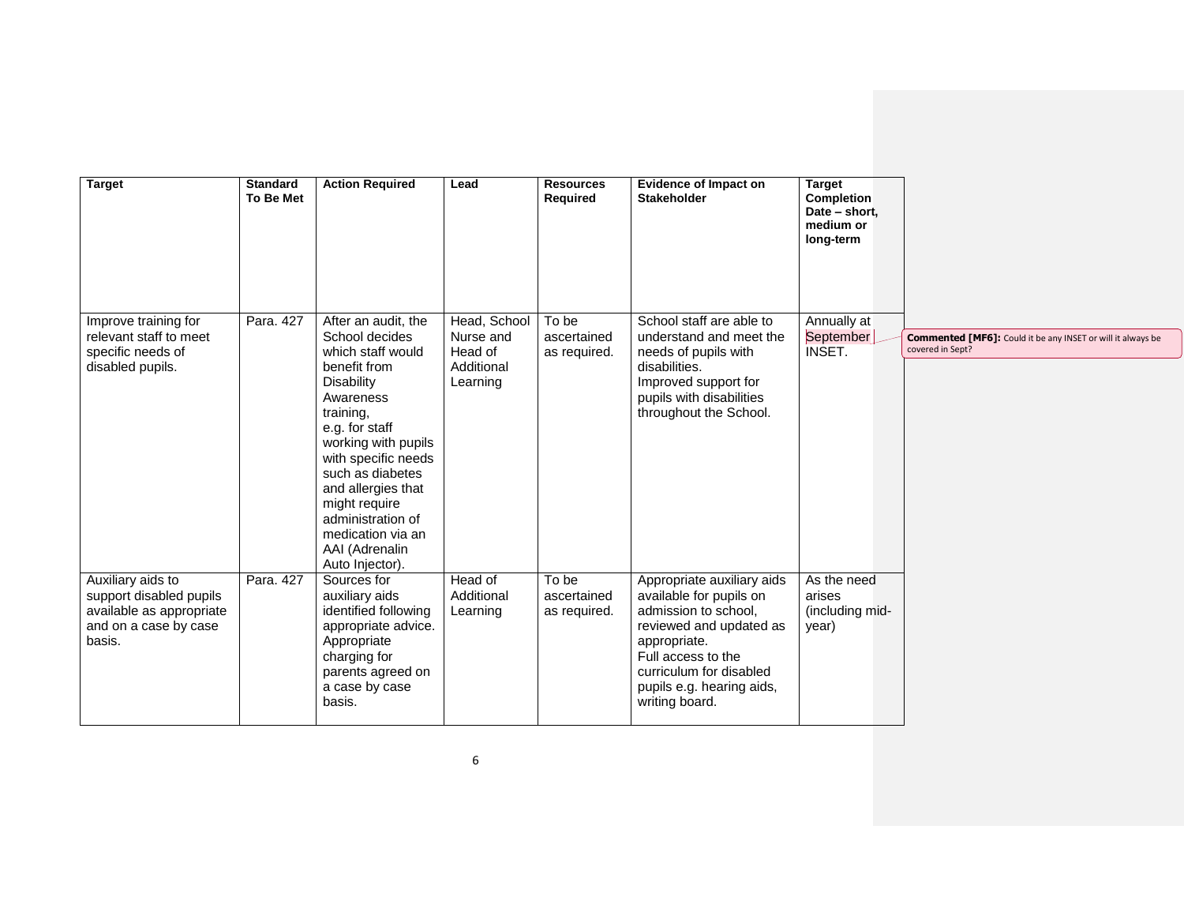| Target | Standard To Be Met | Action Required | Lead | Resources Required | Evidence of Impact on Stakeholder | Target Completion Date – short, medium or long-term |
|---|---|---|---|---|---|---|
| Improve training for relevant staff to meet specific needs of disabled pupils. | Para. 427 | After an audit, the School decides which staff would benefit from Disability Awareness training, e.g. for staff working with pupils with specific needs such as diabetes and allergies that might require administration of medication via an AAI (Adrenalin Auto Injector). | Head, School Nurse and Head of Additional Learning | To be ascertained as required. | School staff are able to understand and meet the needs of pupils with disabilities. Improved support for pupils with disabilities throughout the School. | Annually at September INSET. |
| Auxiliary aids to support disabled pupils available as appropriate and on a case by case basis. | Para. 427 | Sources for auxiliary aids identified following appropriate advice. Appropriate charging for parents agreed on a case by case basis. | Head of Additional Learning | To be ascertained as required. | Appropriate auxiliary aids available for pupils on admission to school, reviewed and updated as appropriate. Full access to the curriculum for disabled pupils e.g. hearing aids, writing board. | As the need arises (including mid-year) |

**Commented [MF6]:** Could it be any INSET or will it always be covered in Sept?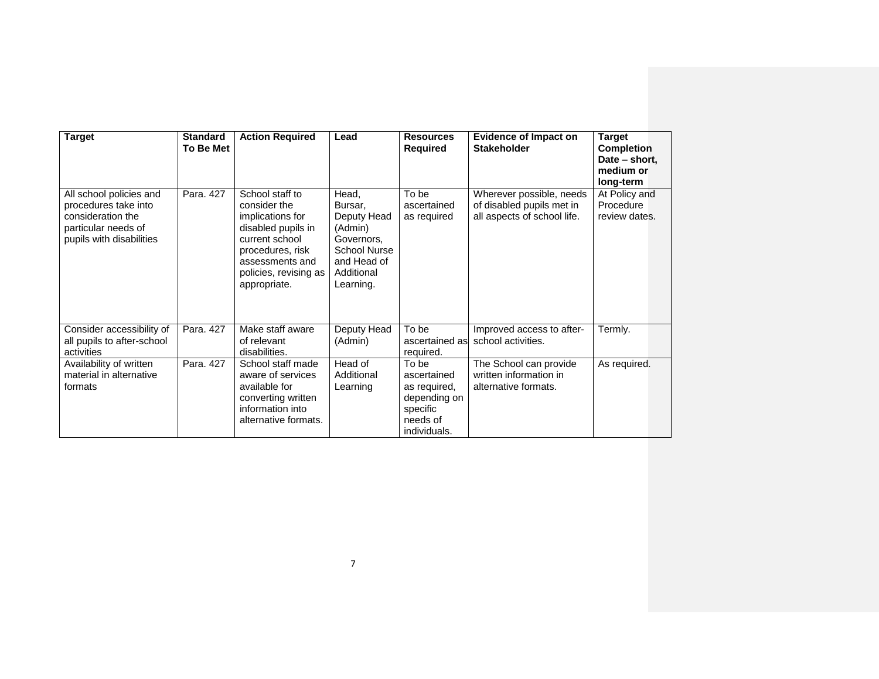| Target | Standard To Be Met | Action Required | Lead | Resources Required | Evidence of Impact on Stakeholder | Target Completion Date – short, medium or long-term |
|---|---|---|---|---|---|---|
| All school policies and procedures take into consideration the particular needs of pupils with disabilities | Para. 427 | School staff to consider the implications for disabled pupils in current school procedures, risk assessments and policies, revising as appropriate. | Head, Bursar, Deputy Head (Admin) Governors, School Nurse and Head of Additional Learning. | To be ascertained as required | Wherever possible, needs of disabled pupils met in all aspects of school life. | At Policy and Procedure review dates. |
| Consider accessibility of all pupils to after-school activities | Para. 427 | Make staff aware of relevant disabilities. | Deputy Head (Admin) | To be ascertained as required. | Improved access to after-school activities. | Termly. |
| Availability of written material in alternative formats | Para. 427 | School staff made aware of services available for converting written information into alternative formats. | Head of Additional Learning | To be ascertained as required, depending on specific needs of individuals. | The School can provide written information in alternative formats. | As required. |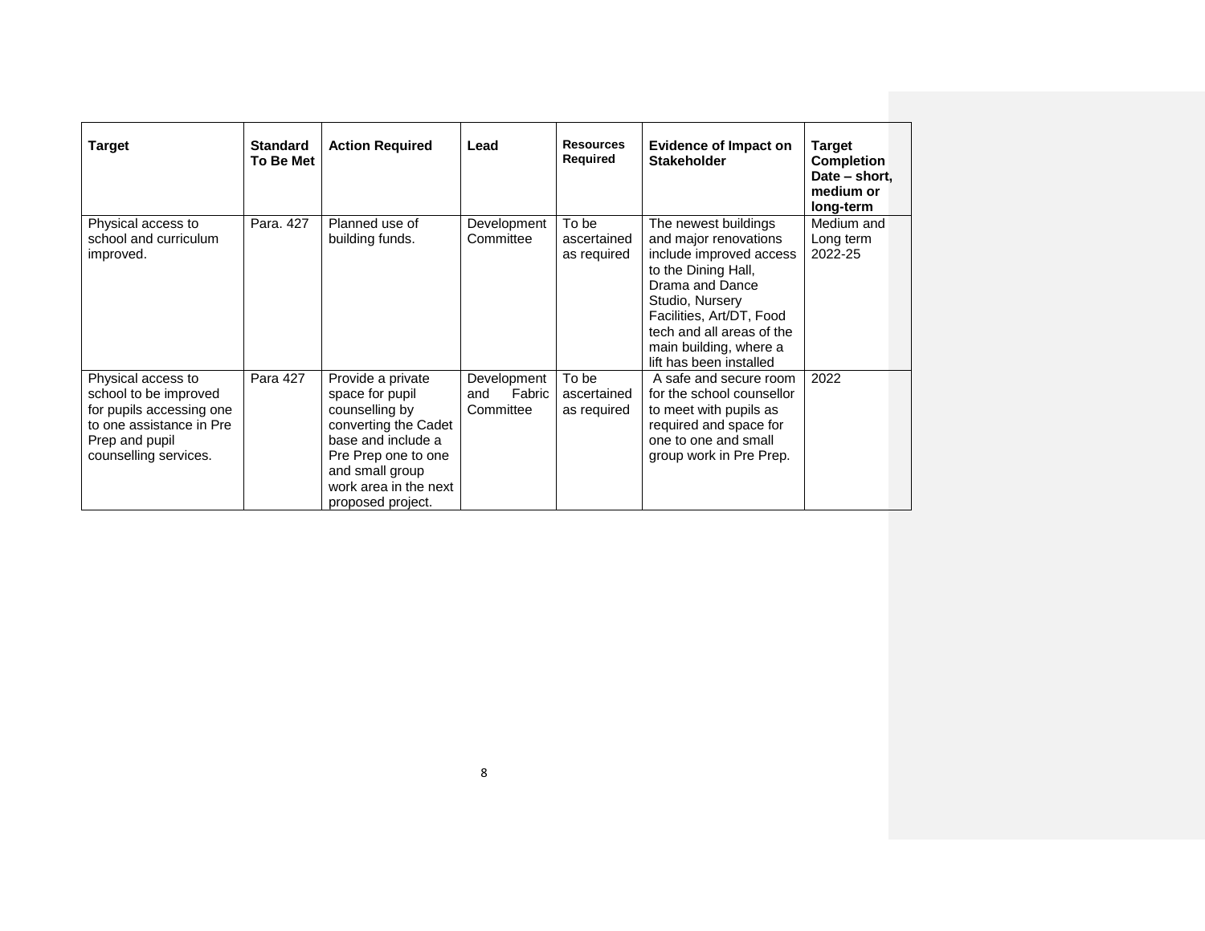| Target | Standard To Be Met | Action Required | Lead | Resources Required | Evidence of Impact on Stakeholder | Target Completion Date – short, medium or long-term |
|---|---|---|---|---|---|---|
| Physical access to school and curriculum improved. | Para. 427 | Planned use of building funds. | Development Committee | To be ascertained as required | The newest buildings and major renovations include improved access to the Dining Hall, Drama and Dance Studio, Nursery Facilities, Art/DT, Food tech and all areas of the main building, where a lift has been installed | Medium and Long term 2022-25 |
| Physical access to school to be improved for pupils accessing one to one assistance in Pre Prep and pupil counselling services. | Para 427 | Provide a private space for pupil counselling by converting the Cadet base and include a Pre Prep one to one and small group work area in the next proposed project. | Development and Fabric Committee | To be ascertained as required | A safe and secure room for the school counsellor to meet with pupils as required and space for one to one and small group work in Pre Prep. | 2022 |